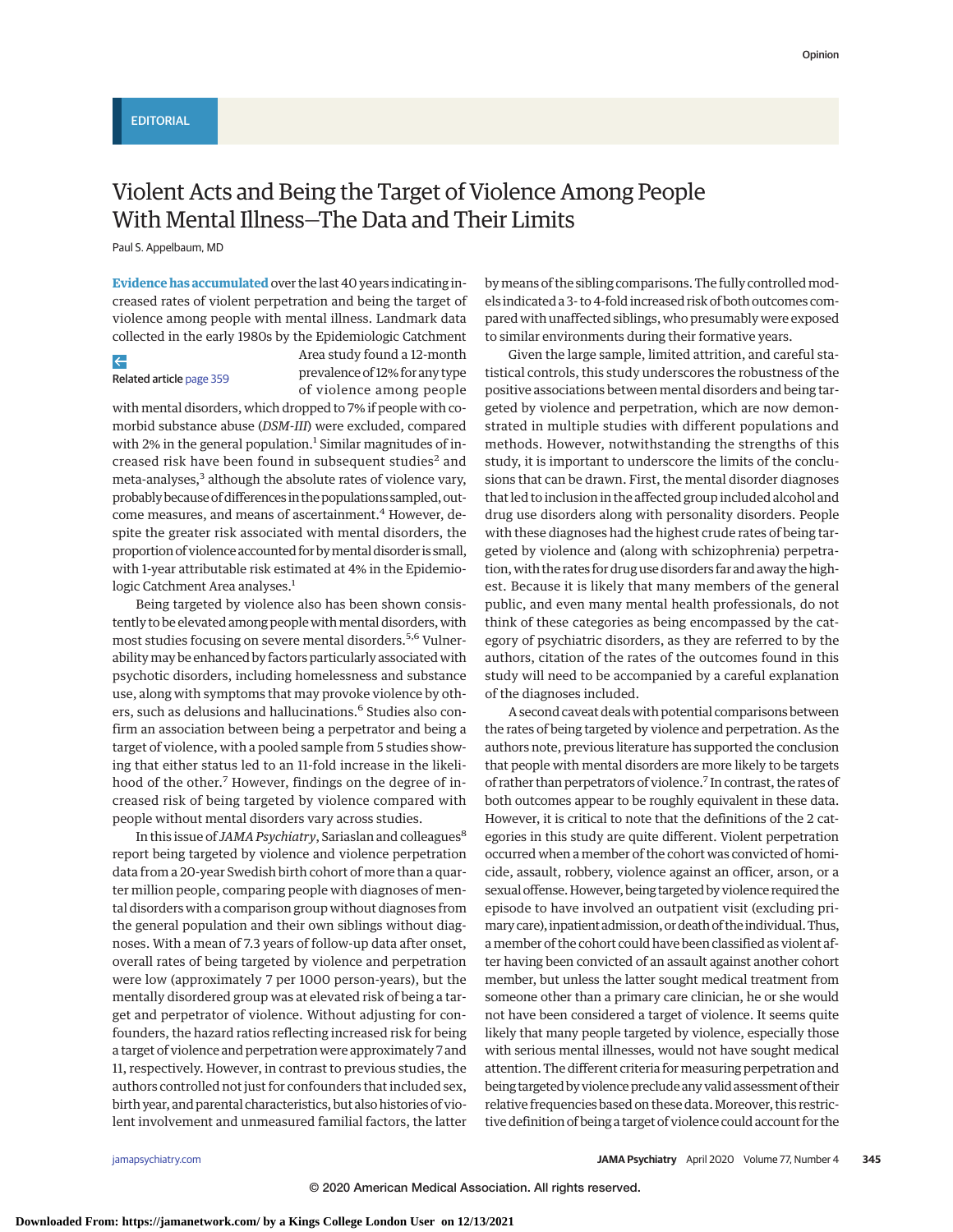EDITORIAL

# Violent Acts and Being the Target of Violence Among People With Mental Illness—The Data and Their Limits

Paul S. Appelbaum, MD

**Evidence has accumulated** over the last 40 years indicating increased rates of violent perpetration and being the target of violence among people with mental illness. Landmark data collected in the early 1980s by the Epidemiologic Catchment Area study found a 12-month prevalence of 12% for any type of violence among people with mental disorders, which dropped to 7% if people with comorbid substance abuse (*DSM-III*) were excluded, compared with 2% in the general population.[1] Similar magnitudes of increased risk have been found in subsequent studies[2] and meta-analyses,[3] although the absolute rates of violence vary, probably because of differences in the populations sampled, outcome measures, and means of ascertainment.[4] However, despite the greater risk associated with mental disorders, the proportion of violence accounted for by mental disorder is small, with 1-year attributable risk estimated at 4% in the Epidemiologic Catchment Area analyses.[1]

Related article page 359

Being targeted by violence also has been shown consistently to be elevated among people with mental disorders, with most studies focusing on severe mental disorders.[5,6] Vulnerability may be enhanced by factors particularly associated with psychotic disorders, including homelessness and substance use, along with symptoms that may provoke violence by others, such as delusions and hallucinations.[6] Studies also confirm an association between being a perpetrator and being a target of violence, with a pooled sample from 5 studies showing that either status led to an 11-fold increase in the likelihood of the other.[7] However, findings on the degree of increased risk of being targeted by violence compared with people without mental disorders vary across studies.

In this issue of *JAMA Psychiatry*, Sariaslan and colleagues[8] report being targeted by violence and violence perpetration data from a 20-year Swedish birth cohort of more than a quarter million people, comparing people with diagnoses of mental disorders with a comparison group without diagnoses from the general population and their own siblings without diagnoses. With a mean of 7.3 years of follow-up data after onset, overall rates of being targeted by violence and perpetration were low (approximately 7 per 1000 person-years), but the mentally disordered group was at elevated risk of being a target and perpetrator of violence. Without adjusting for confounders, the hazard ratios reflecting increased risk for being a target of violence and perpetration were approximately 7 and 11, respectively. However, in contrast to previous studies, the authors controlled not just for confounders that included sex, birth year, and parental characteristics, but also histories of violent involvement and unmeasured familial factors, the latter by means of the sibling comparisons. The fully controlled models indicated a 3- to 4-fold increased risk of both outcomes compared with unaffected siblings, who presumably were exposed to similar environments during their formative years.

Given the large sample, limited attrition, and careful statistical controls, this study underscores the robustness of the positive associations between mental disorders and being targeted by violence and perpetration, which are now demonstrated in multiple studies with different populations and methods. However, notwithstanding the strengths of this study, it is important to underscore the limits of the conclusions that can be drawn. First, the mental disorder diagnoses that led to inclusion in the affected group included alcohol and drug use disorders along with personality disorders. People with these diagnoses had the highest crude rates of being targeted by violence and (along with schizophrenia) perpetration, with the rates for drug use disorders far and away the highest. Because it is likely that many members of the general public, and even many mental health professionals, do not think of these categories as being encompassed by the category of psychiatric disorders, as they are referred to by the authors, citation of the rates of the outcomes found in this study will need to be accompanied by a careful explanation of the diagnoses included.

A second caveat deals with potential comparisons between the rates of being targeted by violence and perpetration. As the authors note, previous literature has supported the conclusion that people with mental disorders are more likely to be targets of rather than perpetrators of violence.[7] In contrast, the rates of both outcomes appear to be roughly equivalent in these data. However, it is critical to note that the definitions of the 2 categories in this study are quite different. Violent perpetration occurred when a member of the cohort was convicted of homicide, assault, robbery, violence against an officer, arson, or a sexual offense. However, being targeted by violence required the episode to have involved an outpatient visit (excluding primary care), inpatient admission, or death of the individual. Thus, a member of the cohort could have been classified as violent after having been convicted of an assault against another cohort member, but unless the latter sought medical treatment from someone other than a primary care clinician, he or she would not have been considered a target of violence. It seems quite likely that many people targeted by violence, especially those with serious mental illnesses, would not have sought medical attention. The different criteria for measuring perpetration and being targeted by violence preclude any valid assessment of their relative frequencies based on these data. Moreover, this restrictive definition of being a target of violence could account for the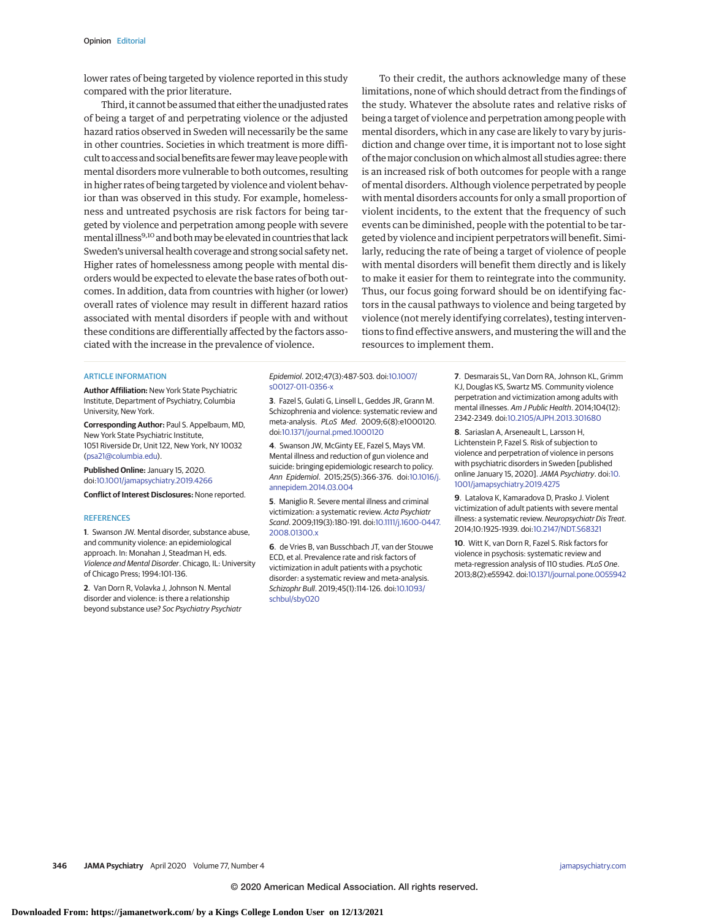lower rates of being targeted by violence reported in this study compared with the prior literature.

Third, it cannot be assumed that either the unadjusted rates of being a target of and perpetrating violence or the adjusted hazard ratios observed in Sweden will necessarily be the same in other countries. Societies in which treatment is more difficult to access and social benefits are fewer may leave people with mental disorders more vulnerable to both outcomes, resulting in higher rates of being targeted by violence and violent behavior than was observed in this study. For example, homelessness and untreated psychosis are risk factors for being targeted by violence and perpetration among people with severe mental illness[9,10] and both may be elevated in countries that lack Sweden's universal health coverage and strong social safety net. Higher rates of homelessness among people with mental disorders would be expected to elevate the base rates of both outcomes. In addition, data from countries with higher (or lower) overall rates of violence may result in different hazard ratios associated with mental disorders if people with and without these conditions are differentially affected by the factors associated with the increase in the prevalence of violence.

To their credit, the authors acknowledge many of these limitations, none of which should detract from the findings of the study. Whatever the absolute rates and relative risks of being a target of violence and perpetration among people with mental disorders, which in any case are likely to vary by jurisdiction and change over time, it is important not to lose sight of the major conclusion on which almost all studies agree: there is an increased risk of both outcomes for people with a range of mental disorders. Although violence perpetrated by people with mental disorders accounts for only a small proportion of violent incidents, to the extent that the frequency of such events can be diminished, people with the potential to be targeted by violence and incipient perpetrators will benefit. Similarly, reducing the rate of being a target of violence of people with mental disorders will benefit them directly and is likely to make it easier for them to reintegrate into the community. Thus, our focus going forward should be on identifying factors in the causal pathways to violence and being targeted by violence (not merely identifying correlates), testing interventions to find effective answers, and mustering the will and the resources to implement them.

## ARTICLE INFORMATION

**Author Affiliation:** New York State Psychiatric Institute, Department of Psychiatry, Columbia University, New York.

**Corresponding Author:** Paul S. Appelbaum, MD, New York State Psychiatric Institute, 1051 Riverside Dr, Unit 122, New York, NY 10032 (psa21@columbia.edu).

**Published Online:** January 15, 2020. doi:10.1001/jamapsychiatry.2019.4266

**Conflict of Interest Disclosures:** None reported.

## REFERENCES

1. Swanson JW. Mental disorder, substance abuse, and community violence: an epidemiological approach. In: Monahan J, Steadman H, eds. *Violence and Mental Disorder*. Chicago, IL: University of Chicago Press; 1994:101-136.

2. Van Dorn R, Volavka J, Johnson N. Mental disorder and violence: is there a relationship beyond substance use? *Soc Psychiatry Psychiatr Epidemiol*. 2012;47(3):487-503. doi:10.1007/s00127-011-0356-x

3. Fazel S, Gulati G, Linsell L, Geddes JR, Grann M. Schizophrenia and violence: systematic review and meta-analysis. *PLoS Med*. 2009;6(8):e1000120. doi:10.1371/journal.pmed.1000120

4. Swanson JW, McGinty EE, Fazel S, Mays VM. Mental illness and reduction of gun violence and suicide: bringing epidemiologic research to policy. *Ann Epidemiol*. 2015;25(5):366-376. doi:10.1016/j.annepidem.2014.03.004

5. Maniglio R. Severe mental illness and criminal victimization: a systematic review. *Acta Psychiatr Scand*. 2009;119(3):180-191. doi:10.1111/j.1600-0447.2008.01300.x

6. de Vries B, van Busschbach JT, van der Stouwe ECD, et al. Prevalence rate and risk factors of victimization in adult patients with a psychotic disorder: a systematic review and meta-analysis. *Schizophr Bull*. 2019;45(1):114-126. doi:10.1093/schbul/sby020

7. Desmarais SL, Van Dorn RA, Johnson KL, Grimm KJ, Douglas KS, Swartz MS. Community violence perpetration and victimization among adults with mental illnesses. *Am J Public Health*. 2014;104(12):2342-2349. doi:10.2105/AJPH.2013.301680

8. Sariaslan A, Arseneault L, Larsson H, Lichtenstein P, Fazel S. Risk of subjection to violence and perpetration of violence in persons with psychiatric disorders in Sweden [published online January 15, 2020]. *JAMA Psychiatry*. doi:10.1001/jamapsychiatry.2019.4275

9. Latalova K, Kamaradova D, Prasko J. Violent victimization of adult patients with severe mental illness: a systematic review. *Neuropsychiatr Dis Treat*. 2014;10:1925-1939. doi:10.2147/NDT.S68321

10. Witt K, van Dorn R, Fazel S. Risk factors for violence in psychosis: systematic review and meta-regression analysis of 110 studies. *PLoS One*. 2013;8(2):e55942. doi:10.1371/journal.pone.0055942